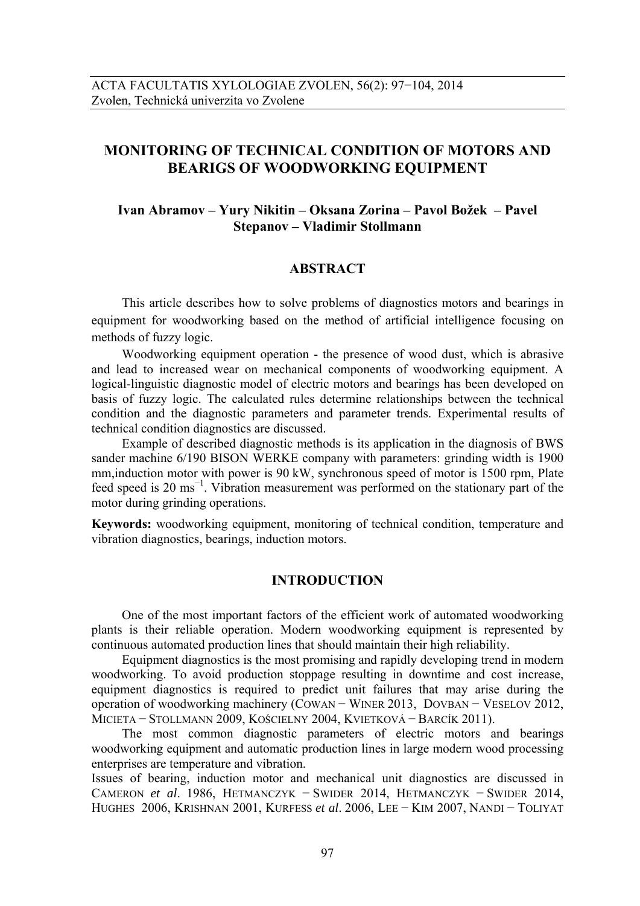# MONITORING OF TECHNICAL CONDITION OF MOTORS AND BEARIGS OF WOODWORKING EQUIPMENT

**Ivan Abramov – Yury Nikitin – Oksana Zorina – Pavol Božek – Pavel Stepanov – Vladimir Stollmann**

## ABSTRACT

This article describes how to solve problems of diagnostics motors and bearings in equipment for woodworking based on the method of artificial intelligence focusing on methods of fuzzy logic.

Woodworking equipment operation - the presence of wood dust, which is abrasive and lead to increased wear on mechanical components of woodworking equipment. A logical-linguistic diagnostic model of electric motors and bearings has been developed on basis of fuzzy logic. The calculated rules determine relationships between the technical condition and the diagnostic parameters and parameter trends. Experimental results of technical condition diagnostics are discussed.

Example of described diagnostic methods is its application in the diagnosis of BWS sander machine 6/190 BISON WERKE company with parameters: grinding width is 1900 mm,induction motor with power is 90 kW, synchronous speed of motor is 1500 rpm, Plate feed speed is 20 ms$^{-1}$. Vibration measurement was performed on the stationary part of the motor during grinding operations.

**Keywords:** woodworking equipment, monitoring of technical condition, temperature and vibration diagnostics, bearings, induction motors.

## INTRODUCTION

One of the most important factors of the efficient work of automated woodworking plants is their reliable operation. Modern woodworking equipment is represented by continuous automated production lines that should maintain their high reliability.

Equipment diagnostics is the most promising and rapidly developing trend in modern woodworking. To avoid production stoppage resulting in downtime and cost increase, equipment diagnostics is required to predict unit failures that may arise during the operation of woodworking machinery (Cowan − Winer 2013, Dovban − Veselov 2012, Micieta − Stollmann 2009, Kościelny 2004, Kvietková − Barcík 2011).

The most common diagnostic parameters of electric motors and bearings woodworking equipment and automatic production lines in large modern wood processing enterprises are temperature and vibration.

Issues of bearing, induction motor and mechanical unit diagnostics are discussed in Cameron *et al*. 1986, Hetmanczyk − Swider 2014, Hetmanczyk − Swider 2014, Hughes 2006, Krishnan 2001, Kurfess *et al*. 2006, Lee − Kim 2007, Nandi − Toliyat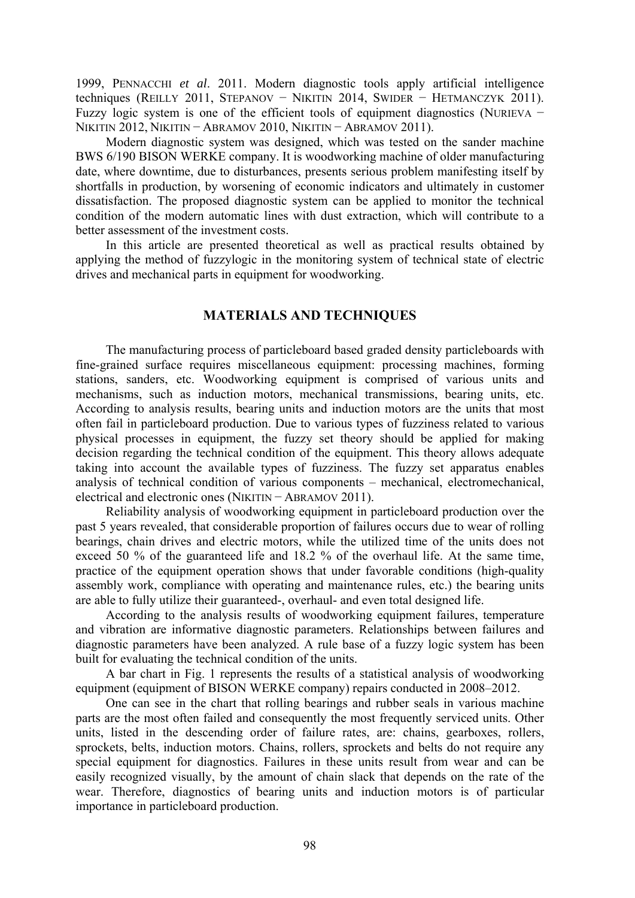1999, PENNACCHI *et al*. 2011. Modern diagnostic tools apply artificial intelligence techniques (REILLY 2011, STEPANOV − NIKITIN 2014, SWIDER − HETMANCZYK 2011). Fuzzy logic system is one of the efficient tools of equipment diagnostics (NURIEVA − NIKITIN 2012, NIKITIN − ABRAMOV 2010, NIKITIN − ABRAMOV 2011).

Modern diagnostic system was designed, which was tested on the sander machine BWS 6/190 BISON WERKE company. It is woodworking machine of older manufacturing date, where downtime, due to disturbances, presents serious problem manifesting itself by shortfalls in production, by worsening of economic indicators and ultimately in customer dissatisfaction. The proposed diagnostic system can be applied to monitor the technical condition of the modern automatic lines with dust extraction, which will contribute to a better assessment of the investment costs.

In this article are presented theoretical as well as practical results obtained by applying the method of fuzzylogic in the monitoring system of technical state of electric drives and mechanical parts in equipment for woodworking.

## MATERIALS AND TECHNIQUES

The manufacturing process of particleboard based graded density particleboards with fine-grained surface requires miscellaneous equipment: processing machines, forming stations, sanders, etc. Woodworking equipment is comprised of various units and mechanisms, such as induction motors, mechanical transmissions, bearing units, etc. According to analysis results, bearing units and induction motors are the units that most often fail in particleboard production. Due to various types of fuzziness related to various physical processes in equipment, the fuzzy set theory should be applied for making decision regarding the technical condition of the equipment. This theory allows adequate taking into account the available types of fuzziness. The fuzzy set apparatus enables analysis of technical condition of various components – mechanical, electromechanical, electrical and electronic ones (NIKITIN − ABRAMOV 2011).

Reliability analysis of woodworking equipment in particleboard production over the past 5 years revealed, that considerable proportion of failures occurs due to wear of rolling bearings, chain drives and electric motors, while the utilized time of the units does not exceed 50 % of the guaranteed life and 18.2 % of the overhaul life. At the same time, practice of the equipment operation shows that under favorable conditions (high-quality assembly work, compliance with operating and maintenance rules, etc.) the bearing units are able to fully utilize their guaranteed-, overhaul- and even total designed life.

According to the analysis results of woodworking equipment failures, temperature and vibration are informative diagnostic parameters. Relationships between failures and diagnostic parameters have been analyzed. A rule base of a fuzzy logic system has been built for evaluating the technical condition of the units.

A bar chart in Fig. 1 represents the results of a statistical analysis of woodworking equipment (equipment of BISON WERKE company) repairs conducted in 2008–2012.

One can see in the chart that rolling bearings and rubber seals in various machine parts are the most often failed and consequently the most frequently serviced units. Other units, listed in the descending order of failure rates, are: chains, gearboxes, rollers, sprockets, belts, induction motors. Chains, rollers, sprockets and belts do not require any special equipment for diagnostics. Failures in these units result from wear and can be easily recognized visually, by the amount of chain slack that depends on the rate of the wear. Therefore, diagnostics of bearing units and induction motors is of particular importance in particleboard production.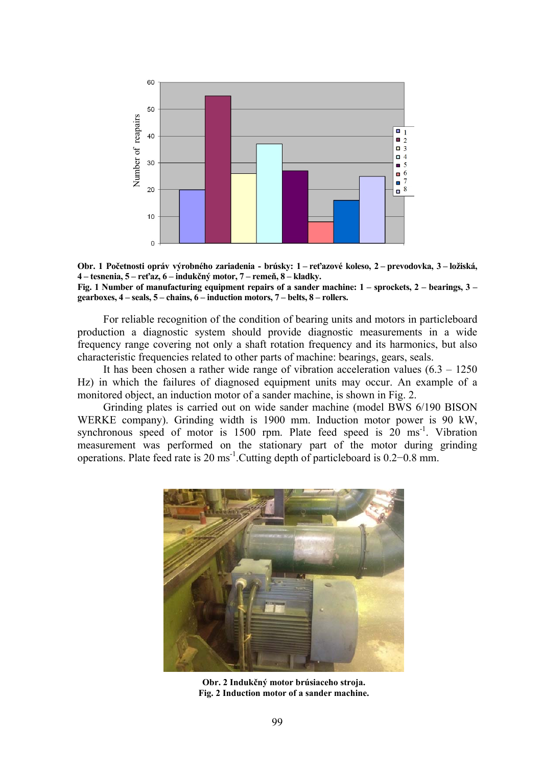**Obr. 1 Početnosti opráv výrobného zariadenia - brúsky: 1 – reťazové koleso, 2 – prevodovka, 3 – ložiská, 4 – tesnenia, 5 – reťaz, 6 – indukčný motor, 7 – remeň, 8 – kladky.**
**Fig. 1 Number of manufacturing equipment repairs of a sander machine: 1 – sprockets, 2 – bearings, 3 – gearboxes, 4 – seals, 5 – chains, 6 – induction motors, 7 – belts, 8 – rollers.**

For reliable recognition of the condition of bearing units and motors in particleboard production a diagnostic system should provide diagnostic measurements in a wide frequency range covering not only a shaft rotation frequency and its harmonics, but also characteristic frequencies related to other parts of machine: bearings, gears, seals.

It has been chosen a rather wide range of vibration acceleration values (6.3 – 1250 Hz) in which the failures of diagnosed equipment units may occur. An example of a monitored object, an induction motor of a sander machine, is shown in Fig. 2.

Grinding plates is carried out on wide sander machine (model BWS 6/190 BISON WERKE company). Grinding width is 1900 mm. Induction motor power is 90 kW, synchronous speed of motor is 1500 rpm. Plate feed speed is 20 $ms^{-1}$. Vibration measurement was performed on the stationary part of the motor during grinding operations. Plate feed rate is 20 $ms^{-1}$.Cutting depth of particleboard is 0.2−0.8 mm.

**Obr. 2 Indukčný motor brúsiaceho stroja.**
**Fig. 2 Induction motor of a sander machine.**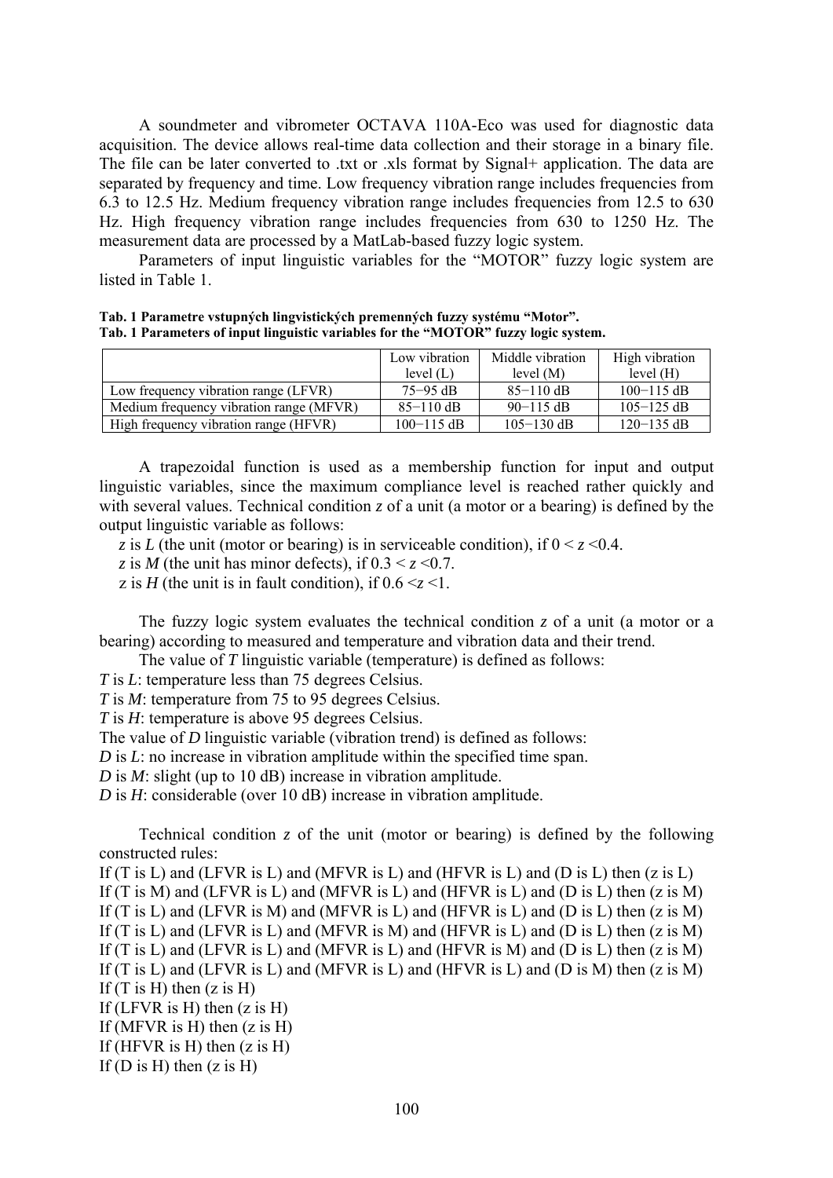A soundmeter and vibrometer OCTAVA 110A-Eco was used for diagnostic data acquisition. The device allows real-time data collection and their storage in a binary file. The file can be later converted to .txt or .xls format by Signal+ application. The data are separated by frequency and time. Low frequency vibration range includes frequencies from 6.3 to 12.5 Hz. Medium frequency vibration range includes frequencies from 12.5 to 630 Hz. High frequency vibration range includes frequencies from 630 to 1250 Hz. The measurement data are processed by a MatLab-based fuzzy logic system.

Parameters of input linguistic variables for the "MOTOR" fuzzy logic system are listed in Table 1.

**Tab. 1 Parametre vstupných lingvistických premenných fuzzy systému "Motor".**
**Tab. 1 Parameters of input linguistic variables for the "MOTOR" fuzzy logic system.**

| | Low vibration level (L) | Middle vibration level (M) | High vibration level (H) |
|---|---|---|---|
| Low frequency vibration range (LFVR) | 75−95 dB | 85−110 dB | 100−115 dB |
| Medium frequency vibration range (MFVR) | 85−110 dB | 90−115 dB | 105−125 dB |
| High frequency vibration range (HFVR) | 100−115 dB | 105−130 dB | 120−135 dB |

A trapezoidal function is used as a membership function for input and output linguistic variables, since the maximum compliance level is reached rather quickly and with several values. Technical condition $z$ of a unit (a motor or a bearing) is defined by the output linguistic variable as follows:

$z$ is $L$ (the unit (motor or bearing) is in serviceable condition), if $0 < z < 0.4$.
$z$ is $M$ (the unit has minor defects), if $0.3 < z < 0.7$.
$z$ is $H$ (the unit is in fault condition), if $0.6 < z < 1$.

The fuzzy logic system evaluates the technical condition $z$ of a unit (a motor or a bearing) according to measured and temperature and vibration data and their trend.

The value of $T$ linguistic variable (temperature) is defined as follows:
$T$ is $L$: temperature less than 75 degrees Celsius.
$T$ is $M$: temperature from 75 to 95 degrees Celsius.
$T$ is $H$: temperature is above 95 degrees Celsius.
The value of $D$ linguistic variable (vibration trend) is defined as follows:
$D$ is $L$: no increase in vibration amplitude within the specified time span.
$D$ is $M$: slight (up to 10 dB) increase in vibration amplitude.
$D$ is $H$: considerable (over 10 dB) increase in vibration amplitude.

Technical condition $z$ of the unit (motor or bearing) is defined by the following constructed rules:
If (T is L) and (LFVR is L) and (MFVR is L) and (HFVR is L) and (D is L) then (z is L)
If (T is M) and (LFVR is L) and (MFVR is L) and (HFVR is L) and (D is L) then (z is M)
If (T is L) and (LFVR is M) and (MFVR is L) and (HFVR is L) and (D is L) then (z is M)
If (T is L) and (LFVR is L) and (MFVR is M) and (HFVR is L) and (D is L) then (z is M)
If (T is L) and (LFVR is L) and (MFVR is L) and (HFVR is M) and (D is L) then (z is M)
If (T is L) and (LFVR is L) and (MFVR is L) and (HFVR is L) and (D is M) then (z is M)
If (T is H) then (z is H)
If (LFVR is H) then (z is H)
If (MFVR is H) then (z is H)
If (HFVR is H) then (z is H)
If (D is H) then (z is H)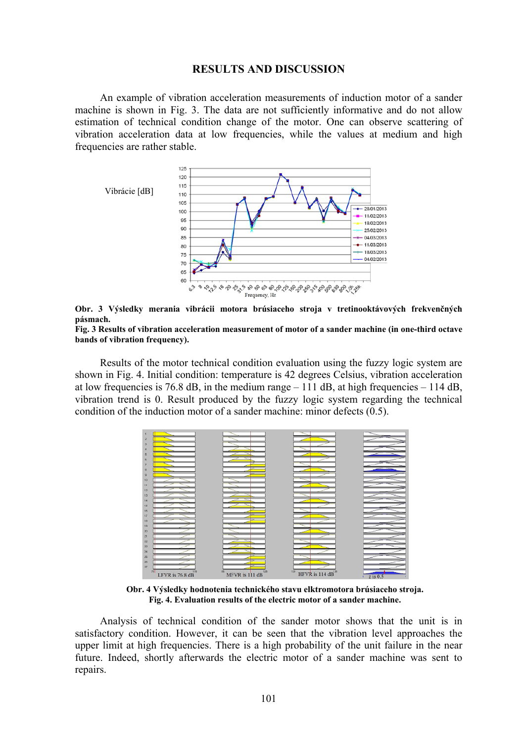## RESULTS AND DISCUSSION

An example of vibration acceleration measurements of induction motor of a sander machine is shown in Fig. 3. The data are not sufficiently informative and do not allow estimation of technical condition change of the motor. One can observe scattering of vibration acceleration data at low frequencies, while the values at medium and high frequencies are rather stable.

**Obr. 3 Výsledky merania vibrácii motora brúsiaceho stroja v tretinooktávových frekvenčných pásmach.**
**Fig. 3 Results of vibration acceleration measurement of motor of a sander machine (in one-third octave bands of vibration frequency).**

Results of the motor technical condition evaluation using the fuzzy logic system are shown in Fig. 4. Initial condition: temperature is 42 degrees Celsius, vibration acceleration at low frequencies is 76.8 dB, in the medium range – 111 dB, at high frequencies – 114 dB, vibration trend is 0. Result produced by the fuzzy logic system regarding the technical condition of the induction motor of a sander machine: minor defects (0.5).

**Obr. 4 Výsledky hodnotenia technického stavu elktromotora brúsiaceho stroja.**
**Fig. 4. Evaluation results of the electric motor of a sander machine.**

Analysis of technical condition of the sander motor shows that the unit is in satisfactory condition. However, it can be seen that the vibration level approaches the upper limit at high frequencies. There is a high probability of the unit failure in the near future. Indeed, shortly afterwards the electric motor of a sander machine was sent to repairs.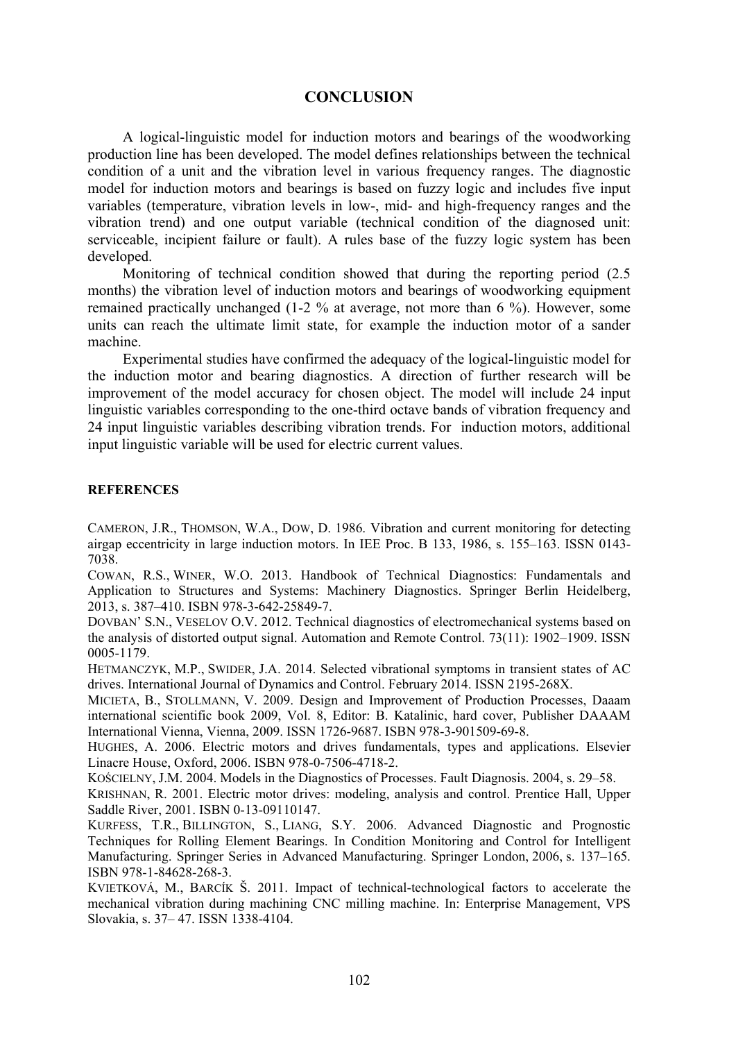## CONCLUSION

A logical-linguistic model for induction motors and bearings of the woodworking production line has been developed. The model defines relationships between the technical condition of a unit and the vibration level in various frequency ranges. The diagnostic model for induction motors and bearings is based on fuzzy logic and includes five input variables (temperature, vibration levels in low-, mid- and high-frequency ranges and the vibration trend) and one output variable (technical condition of the diagnosed unit: serviceable, incipient failure or fault). A rules base of the fuzzy logic system has been developed.

Monitoring of technical condition showed that during the reporting period (2.5 months) the vibration level of induction motors and bearings of woodworking equipment remained practically unchanged (1-2 % at average, not more than 6 %). However, some units can reach the ultimate limit state, for example the induction motor of a sander machine.

Experimental studies have confirmed the adequacy of the logical-linguistic model for the induction motor and bearing diagnostics. A direction of further research will be improvement of the model accuracy for chosen object. The model will include 24 input linguistic variables corresponding to the one-third octave bands of vibration frequency and 24 input linguistic variables describing vibration trends. For induction motors, additional input linguistic variable will be used for electric current values.

#### REFERENCES

CAMERON, J.R., THOMSON, W.A., DOW, D. 1986. Vibration and current monitoring for detecting airgap eccentricity in large induction motors. In IEE Proc. B 133, 1986, s. 155–163. ISSN 0143-7038.

COWAN, R.S., WINER, W.O. 2013. Handbook of Technical Diagnostics: Fundamentals and Application to Structures and Systems: Machinery Diagnostics. Springer Berlin Heidelberg, 2013, s. 387–410. ISBN 978-3-642-25849-7.

DOVBAN' S.N., VESELOV O.V. 2012. Technical diagnostics of electromechanical systems based on the analysis of distorted output signal. Automation and Remote Control. 73(11): 1902–1909. ISSN 0005-1179.

HETMANCZYK, M.P., SWIDER, J.A. 2014. Selected vibrational symptoms in transient states of AC drives. International Journal of Dynamics and Control. February 2014. ISSN 2195-268X.

MICIETA, B., STOLLMANN, V. 2009. Design and Improvement of Production Processes, Daaam international scientific book 2009, Vol. 8, Editor: B. Katalinic, hard cover, Publisher DAAAM International Vienna, Vienna, 2009. ISSN 1726-9687. ISBN 978-3-901509-69-8.

HUGHES, A. 2006. Electric motors and drives fundamentals, types and applications. Elsevier Linacre House, Oxford, 2006. ISBN 978-0-7506-4718-2.

KOŚCIELNY, J.M. 2004. Models in the Diagnostics of Processes. Fault Diagnosis. 2004, s. 29–58.

KRISHNAN, R. 2001. Electric motor drives: modeling, analysis and control. Prentice Hall, Upper Saddle River, 2001. ISBN 0-13-09110147.

KURFESS, T.R., BILLINGTON, S., LIANG, S.Y. 2006. Advanced Diagnostic and Prognostic Techniques for Rolling Element Bearings. In Condition Monitoring and Control for Intelligent Manufacturing. Springer Series in Advanced Manufacturing. Springer London, 2006, s. 137–165. ISBN 978-1-84628-268-3.

KVIETKOVÁ, M., BARCÍK Š. 2011. Impact of technical-technological factors to accelerate the mechanical vibration during machining CNC milling machine. In: Enterprise Management, VPS Slovakia, s. 37– 47. ISSN 1338-4104.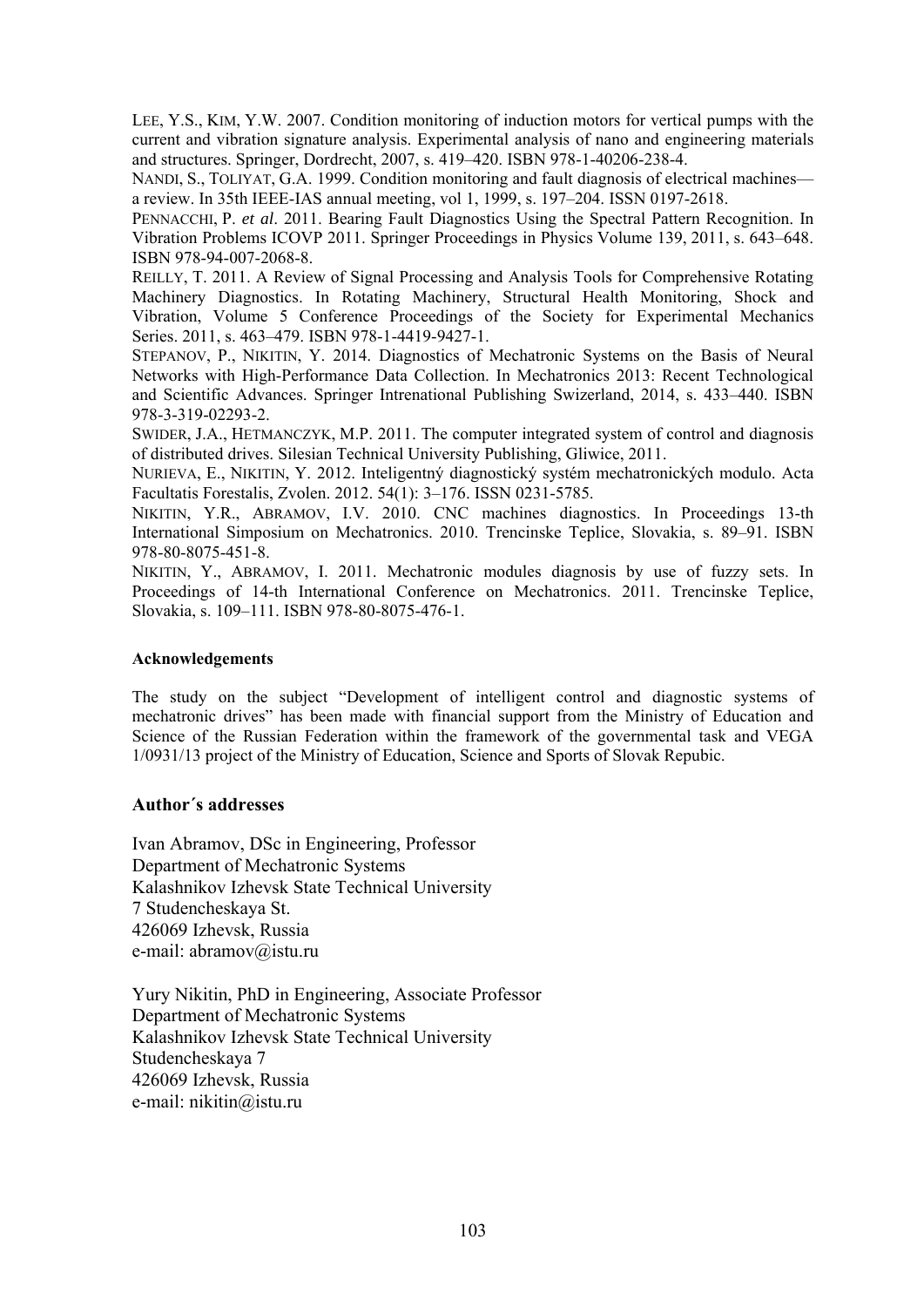LEE, Y.S., KIM, Y.W. 2007. Condition monitoring of induction motors for vertical pumps with the current and vibration signature analysis. Experimental analysis of nano and engineering materials and structures. Springer, Dordrecht, 2007, s. 419–420. ISBN 978-1-40206-238-4.

NANDI, S., TOLIYAT, G.A. 1999. Condition monitoring and fault diagnosis of electrical machines—a review. In 35th IEEE-IAS annual meeting, vol 1, 1999, s. 197–204. ISSN 0197-2618.

PENNACCHI, P. *et al*. 2011. Bearing Fault Diagnostics Using the Spectral Pattern Recognition. In Vibration Problems ICOVP 2011. Springer Proceedings in Physics Volume 139, 2011, s. 643–648. ISBN 978-94-007-2068-8.

REILLY, T. 2011. A Review of Signal Processing and Analysis Tools for Comprehensive Rotating Machinery Diagnostics. In Rotating Machinery, Structural Health Monitoring, Shock and Vibration, Volume 5 Conference Proceedings of the Society for Experimental Mechanics Series. 2011, s. 463–479. ISBN 978-1-4419-9427-1.

STEPANOV, P., NIKITIN, Y. 2014. Diagnostics of Mechatronic Systems on the Basis of Neural Networks with High-Performance Data Collection. In Mechatronics 2013: Recent Technological and Scientific Advances. Springer Intrenational Publishing Swizerland, 2014, s. 433–440. ISBN 978-3-319-02293-2.

SWIDER, J.A., HETMANCZYK, M.P. 2011. The computer integrated system of control and diagnosis of distributed drives. Silesian Technical University Publishing, Gliwice, 2011.

NURIEVA, E., NIKITIN, Y. 2012. Inteligentný diagnostický systém mechatronických modulo. Acta Facultatis Forestalis, Zvolen. 2012. 54(1): 3–176. ISSN 0231-5785.

NIKITIN, Y.R., ABRAMOV, I.V. 2010. CNC machines diagnostics. In Proceedings 13-th International Simposium on Mechatronics. 2010. Trencinske Teplice, Slovakia, s. 89–91. ISBN 978-80-8075-451-8.

NIKITIN, Y., ABRAMOV, I. 2011. Mechatronic modules diagnosis by use of fuzzy sets. In Proceedings of 14-th International Conference on Mechatronics. 2011. Trencinske Teplice, Slovakia, s. 109–111. ISBN 978-80-8075-476-1.

#### Acknowledgements

The study on the subject "Development of intelligent control and diagnostic systems of mechatronic drives" has been made with financial support from the Ministry of Education and Science of the Russian Federation within the framework of the governmental task and VEGA 1/0931/13 project of the Ministry of Education, Science and Sports of Slovak Repubic.

### Author´s addresses

Ivan Abramov, DSc in Engineering, Professor
Department of Mechatronic Systems
Kalashnikov Izhevsk State Technical University
7 Studencheskaya St.
426069 Izhevsk, Russia
e-mail: abramov@istu.ru

Yury Nikitin, PhD in Engineering, Associate Professor
Department of Mechatronic Systems
Kalashnikov Izhevsk State Technical University
Studencheskaya 7
426069 Izhevsk, Russia
e-mail: nikitin@istu.ru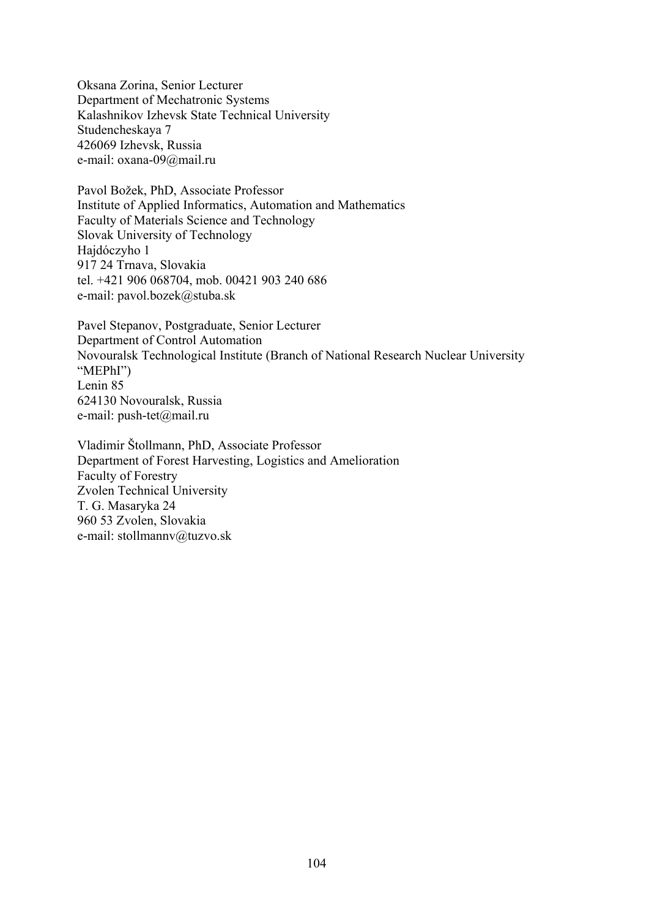Oksana Zorina, Senior Lecturer
Department of Mechatronic Systems
Kalashnikov Izhevsk State Technical University
Studencheskaya 7
426069 Izhevsk, Russia
e-mail: oxana-09@mail.ru

Pavol Božek, PhD, Associate Professor
Institute of Applied Informatics, Automation and Mathematics
Faculty of Materials Science and Technology
Slovak University of Technology
Hajdóczyho 1
917 24 Trnava, Slovakia
tel. +421 906 068704, mob. 00421 903 240 686
e-mail: pavol.bozek@stuba.sk

Pavel Stepanov, Postgraduate, Senior Lecturer
Department of Control Automation
Novouralsk Technological Institute (Branch of National Research Nuclear University "MEPhI")
Lenin 85
624130 Novouralsk, Russia
e-mail: push-tet@mail.ru

Vladimir Štollmann, PhD, Associate Professor
Department of Forest Harvesting, Logistics and Amelioration
Faculty of Forestry
Zvolen Technical University
T. G. Masaryka 24
960 53 Zvolen, Slovakia
e-mail: stollmannv@tuzvo.sk